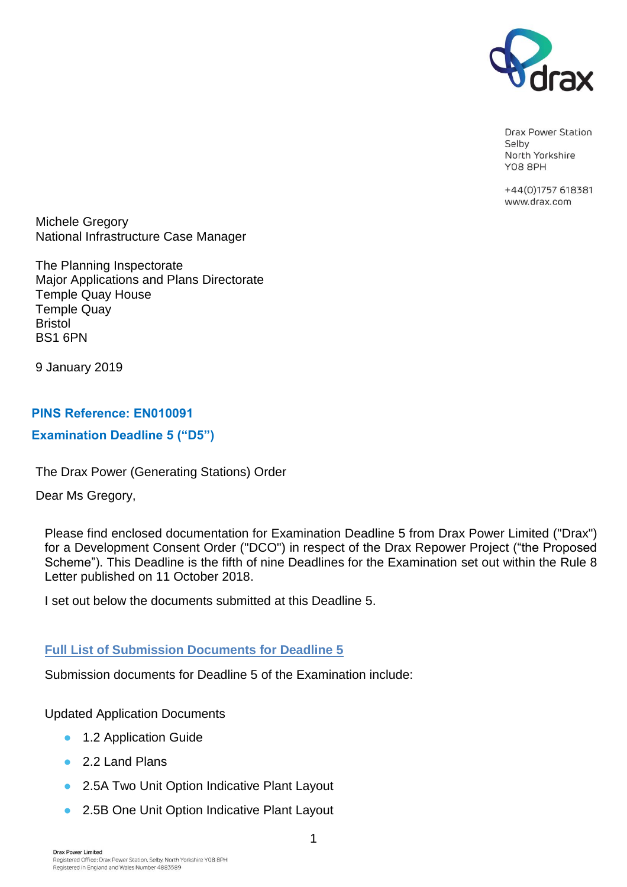Drax Power Station
Selby
North Yorkshire
YO8 8PH

+44(0)1757 618381
www.drax.com

Michele Gregory
National Infrastructure Case Manager

The Planning Inspectorate
Major Applications and Plans Directorate
Temple Quay House
Temple Quay
Bristol
BS1 6PN

9 January 2019

**PINS Reference: EN010091**

**Examination Deadline 5 ("D5")**

The Drax Power (Generating Stations) Order

Dear Ms Gregory,

Please find enclosed documentation for Examination Deadline 5 from Drax Power Limited ("Drax") for a Development Consent Order ("DCO") in respect of the Drax Repower Project ("the Proposed Scheme"). This Deadline is the fifth of nine Deadlines for the Examination set out within the Rule 8 Letter published on 11 October 2018.

I set out below the documents submitted at this Deadline 5.

## Full List of Submission Documents for Deadline 5

Submission documents for Deadline 5 of the Examination include:

Updated Application Documents

- 1.2 Application Guide
- 2.2 Land Plans
- 2.5A Two Unit Option Indicative Plant Layout
- 2.5B One Unit Option Indicative Plant Layout

Drax Power Limited
Registered Office: Drax Power Station, Selby, North Yorkshire YO8 8PH
Registered in England and Wales Number 4883589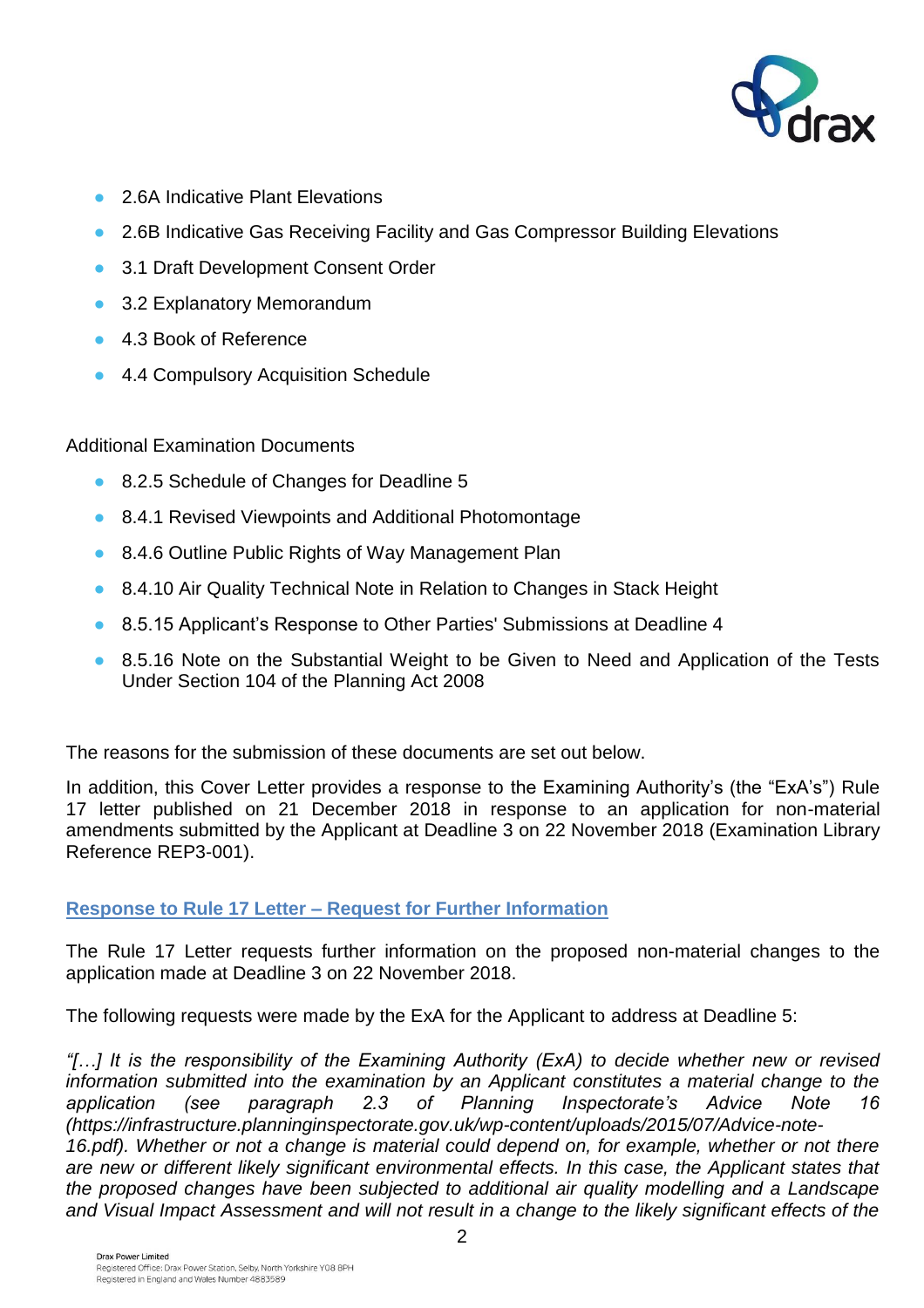- 2.6A Indicative Plant Elevations
- 2.6B Indicative Gas Receiving Facility and Gas Compressor Building Elevations
- 3.1 Draft Development Consent Order
- 3.2 Explanatory Memorandum
- 4.3 Book of Reference
- 4.4 Compulsory Acquisition Schedule

Additional Examination Documents

- 8.2.5 Schedule of Changes for Deadline 5
- 8.4.1 Revised Viewpoints and Additional Photomontage
- 8.4.6 Outline Public Rights of Way Management Plan
- 8.4.10 Air Quality Technical Note in Relation to Changes in Stack Height
- 8.5.15 Applicant's Response to Other Parties' Submissions at Deadline 4
- 8.5.16 Note on the Substantial Weight to be Given to Need and Application of the Tests Under Section 104 of the Planning Act 2008

The reasons for the submission of these documents are set out below.

In addition, this Cover Letter provides a response to the Examining Authority's (the "ExA's") Rule 17 letter published on 21 December 2018 in response to an application for non-material amendments submitted by the Applicant at Deadline 3 on 22 November 2018 (Examination Library Reference REP3-001).

**Response to Rule 17 Letter – Request for Further Information**

The Rule 17 Letter requests further information on the proposed non-material changes to the application made at Deadline 3 on 22 November 2018.

The following requests were made by the ExA for the Applicant to address at Deadline 5:

*"[…] It is the responsibility of the Examining Authority (ExA) to decide whether new or revised information submitted into the examination by an Applicant constitutes a material change to the application (see paragraph 2.3 of Planning Inspectorate's Advice Note 16 (https://infrastructure.planninginspectorate.gov.uk/wp-content/uploads/2015/07/Advice-note-16.pdf). Whether or not a change is material could depend on, for example, whether or not there are new or different likely significant environmental effects. In this case, the Applicant states that the proposed changes have been subjected to additional air quality modelling and a Landscape and Visual Impact Assessment and will not result in a change to the likely significant effects of the*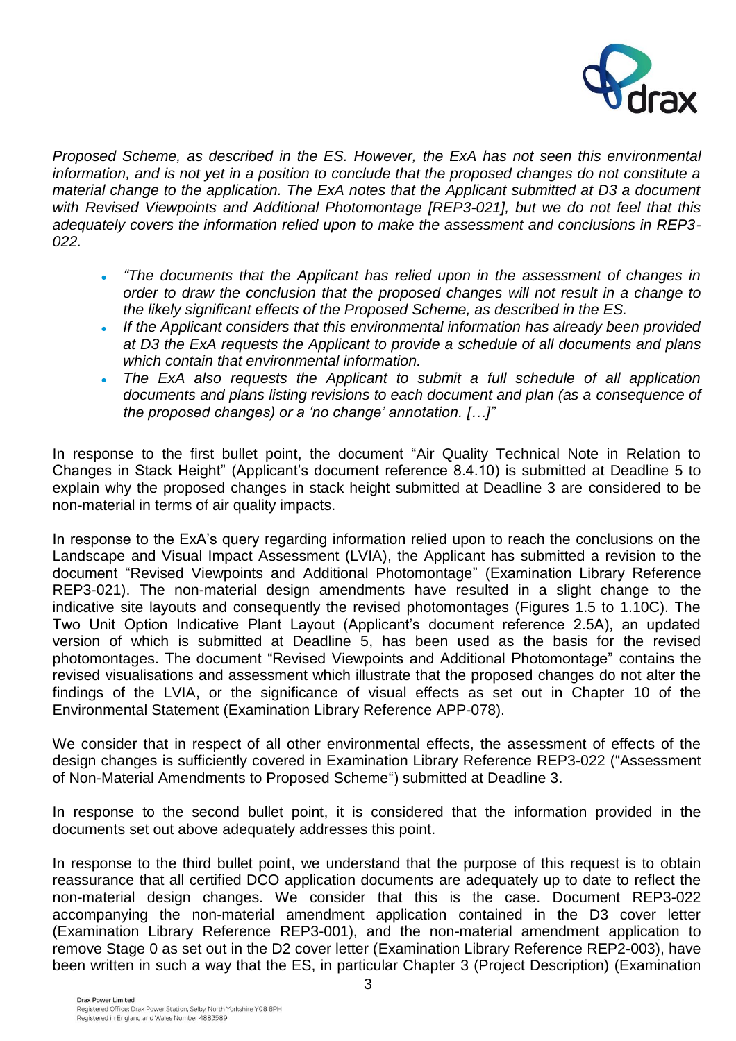*Proposed Scheme, as described in the ES. However, the ExA has not seen this environmental information, and is not yet in a position to conclude that the proposed changes do not constitute a material change to the application. The ExA notes that the Applicant submitted at D3 a document with Revised Viewpoints and Additional Photomontage [REP3-021], but we do not feel that this adequately covers the information relied upon to make the assessment and conclusions in REP3-022.*

- *"The documents that the Applicant has relied upon in the assessment of changes in order to draw the conclusion that the proposed changes will not result in a change to the likely significant effects of the Proposed Scheme, as described in the ES.*
- *If the Applicant considers that this environmental information has already been provided at D3 the ExA requests the Applicant to provide a schedule of all documents and plans which contain that environmental information.*
- *The ExA also requests the Applicant to submit a full schedule of all application documents and plans listing revisions to each document and plan (as a consequence of the proposed changes) or a 'no change' annotation. […]"*

In response to the first bullet point, the document "Air Quality Technical Note in Relation to Changes in Stack Height" (Applicant's document reference 8.4.10) is submitted at Deadline 5 to explain why the proposed changes in stack height submitted at Deadline 3 are considered to be non-material in terms of air quality impacts.

In response to the ExA's query regarding information relied upon to reach the conclusions on the Landscape and Visual Impact Assessment (LVIA), the Applicant has submitted a revision to the document "Revised Viewpoints and Additional Photomontage" (Examination Library Reference REP3-021). The non-material design amendments have resulted in a slight change to the indicative site layouts and consequently the revised photomontages (Figures 1.5 to 1.10C). The Two Unit Option Indicative Plant Layout (Applicant's document reference 2.5A), an updated version of which is submitted at Deadline 5, has been used as the basis for the revised photomontages. The document "Revised Viewpoints and Additional Photomontage" contains the revised visualisations and assessment which illustrate that the proposed changes do not alter the findings of the LVIA, or the significance of visual effects as set out in Chapter 10 of the Environmental Statement (Examination Library Reference APP-078).

We consider that in respect of all other environmental effects, the assessment of effects of the design changes is sufficiently covered in Examination Library Reference REP3-022 ("Assessment of Non-Material Amendments to Proposed Scheme") submitted at Deadline 3.

In response to the second bullet point, it is considered that the information provided in the documents set out above adequately addresses this point.

In response to the third bullet point, we understand that the purpose of this request is to obtain reassurance that all certified DCO application documents are adequately up to date to reflect the non-material design changes. We consider that this is the case. Document REP3-022 accompanying the non-material amendment application contained in the D3 cover letter (Examination Library Reference REP3-001), and the non-material amendment application to remove Stage 0 as set out in the D2 cover letter (Examination Library Reference REP2-003), have been written in such a way that the ES, in particular Chapter 3 (Project Description) (Examination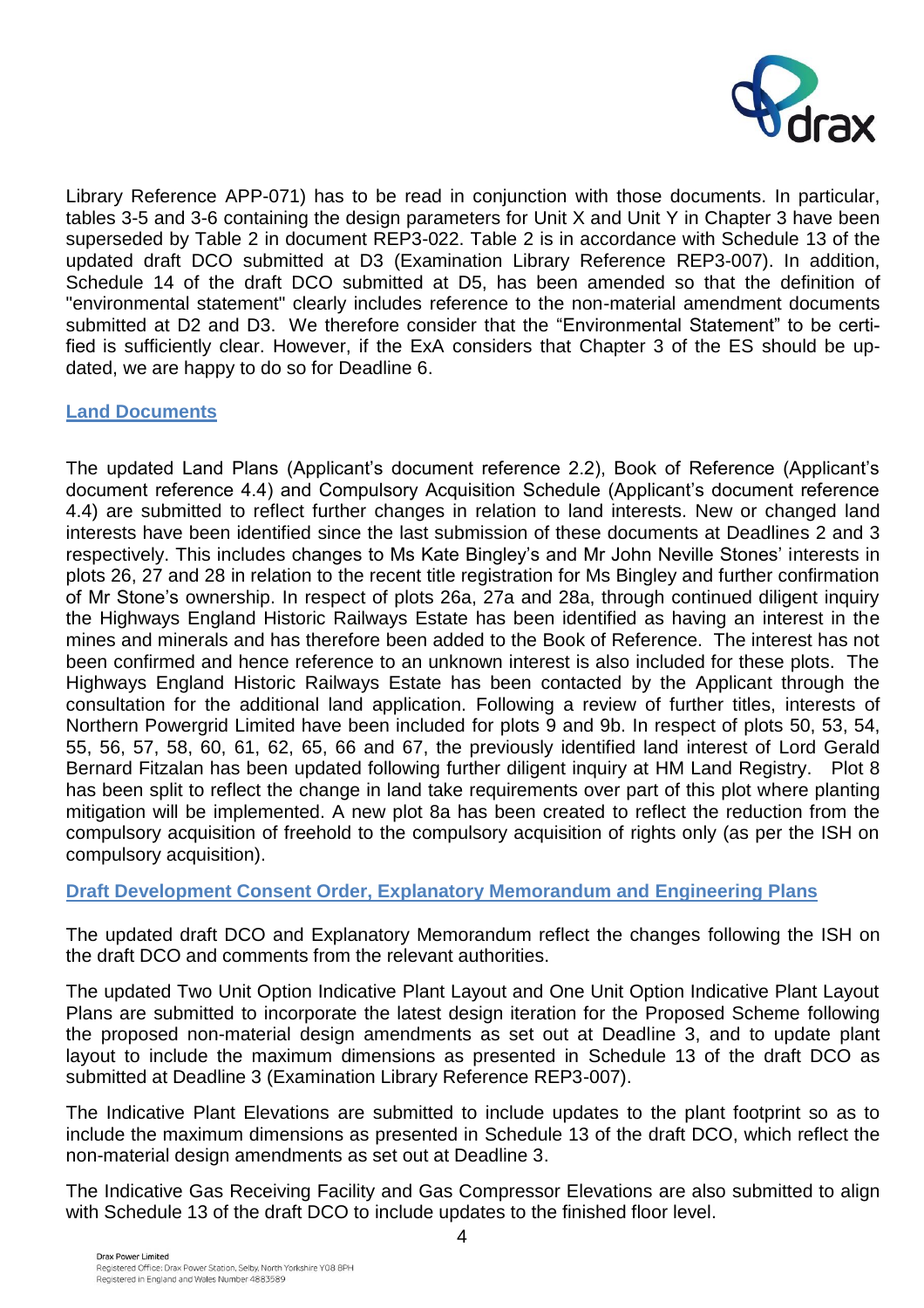Library Reference APP-071) has to be read in conjunction with those documents. In particular, tables 3-5 and 3-6 containing the design parameters for Unit X and Unit Y in Chapter 3 have been superseded by Table 2 in document REP3-022. Table 2 is in accordance with Schedule 13 of the updated draft DCO submitted at D3 (Examination Library Reference REP3-007). In addition, Schedule 14 of the draft DCO submitted at D5, has been amended so that the definition of "environmental statement" clearly includes reference to the non-material amendment documents submitted at D2 and D3. We therefore consider that the "Environmental Statement" to be certified is sufficiently clear. However, if the ExA considers that Chapter 3 of the ES should be updated, we are happy to do so for Deadline 6.

## Land Documents

The updated Land Plans (Applicant's document reference 2.2), Book of Reference (Applicant's document reference 4.4) and Compulsory Acquisition Schedule (Applicant's document reference 4.4) are submitted to reflect further changes in relation to land interests. New or changed land interests have been identified since the last submission of these documents at Deadlines 2 and 3 respectively. This includes changes to Ms Kate Bingley's and Mr John Neville Stones' interests in plots 26, 27 and 28 in relation to the recent title registration for Ms Bingley and further confirmation of Mr Stone's ownership. In respect of plots 26a, 27a and 28a, through continued diligent inquiry the Highways England Historic Railways Estate has been identified as having an interest in the mines and minerals and has therefore been added to the Book of Reference. The interest has not been confirmed and hence reference to an unknown interest is also included for these plots. The Highways England Historic Railways Estate has been contacted by the Applicant through the consultation for the additional land application. Following a review of further titles, interests of Northern Powergrid Limited have been included for plots 9 and 9b. In respect of plots 50, 53, 54, 55, 56, 57, 58, 60, 61, 62, 65, 66 and 67, the previously identified land interest of Lord Gerald Bernard Fitzalan has been updated following further diligent inquiry at HM Land Registry. Plot 8 has been split to reflect the change in land take requirements over part of this plot where planting mitigation will be implemented. A new plot 8a has been created to reflect the reduction from the compulsory acquisition of freehold to the compulsory acquisition of rights only (as per the ISH on compulsory acquisition).

## Draft Development Consent Order, Explanatory Memorandum and Engineering Plans

The updated draft DCO and Explanatory Memorandum reflect the changes following the ISH on the draft DCO and comments from the relevant authorities.

The updated Two Unit Option Indicative Plant Layout and One Unit Option Indicative Plant Layout Plans are submitted to incorporate the latest design iteration for the Proposed Scheme following the proposed non-material design amendments as set out at Deadline 3, and to update plant layout to include the maximum dimensions as presented in Schedule 13 of the draft DCO as submitted at Deadline 3 (Examination Library Reference REP3-007).

The Indicative Plant Elevations are submitted to include updates to the plant footprint so as to include the maximum dimensions as presented in Schedule 13 of the draft DCO, which reflect the non-material design amendments as set out at Deadline 3.

The Indicative Gas Receiving Facility and Gas Compressor Elevations are also submitted to align with Schedule 13 of the draft DCO to include updates to the finished floor level.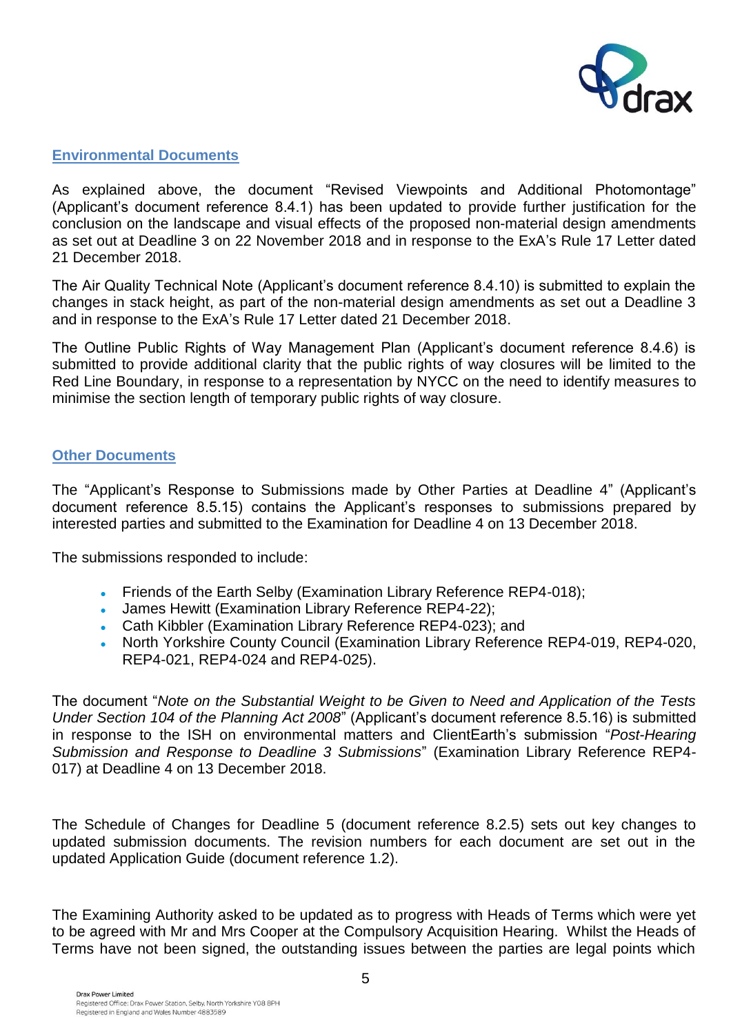## Environmental Documents

As explained above, the document "Revised Viewpoints and Additional Photomontage" (Applicant's document reference 8.4.1) has been updated to provide further justification for the conclusion on the landscape and visual effects of the proposed non-material design amendments as set out at Deadline 3 on 22 November 2018 and in response to the ExA's Rule 17 Letter dated 21 December 2018.

The Air Quality Technical Note (Applicant's document reference 8.4.10) is submitted to explain the changes in stack height, as part of the non-material design amendments as set out a Deadline 3 and in response to the ExA's Rule 17 Letter dated 21 December 2018.

The Outline Public Rights of Way Management Plan (Applicant's document reference 8.4.6) is submitted to provide additional clarity that the public rights of way closures will be limited to the Red Line Boundary, in response to a representation by NYCC on the need to identify measures to minimise the section length of temporary public rights of way closure.

## Other Documents

The "Applicant's Response to Submissions made by Other Parties at Deadline 4" (Applicant's document reference 8.5.15) contains the Applicant's responses to submissions prepared by interested parties and submitted to the Examination for Deadline 4 on 13 December 2018.

The submissions responded to include:

- Friends of the Earth Selby (Examination Library Reference REP4-018);
- James Hewitt (Examination Library Reference REP4-22);
- Cath Kibbler (Examination Library Reference REP4-023); and
- North Yorkshire County Council (Examination Library Reference REP4-019, REP4-020, REP4-021, REP4-024 and REP4-025).

The document "*Note on the Substantial Weight to be Given to Need and Application of the Tests Under Section 104 of the Planning Act 2008*" (Applicant's document reference 8.5.16) is submitted in response to the ISH on environmental matters and ClientEarth's submission "*Post-Hearing Submission and Response to Deadline 3 Submissions*" (Examination Library Reference REP4-017) at Deadline 4 on 13 December 2018.

The Schedule of Changes for Deadline 5 (document reference 8.2.5) sets out key changes to updated submission documents. The revision numbers for each document are set out in the updated Application Guide (document reference 1.2).

The Examining Authority asked to be updated as to progress with Heads of Terms which were yet to be agreed with Mr and Mrs Cooper at the Compulsory Acquisition Hearing. Whilst the Heads of Terms have not been signed, the outstanding issues between the parties are legal points which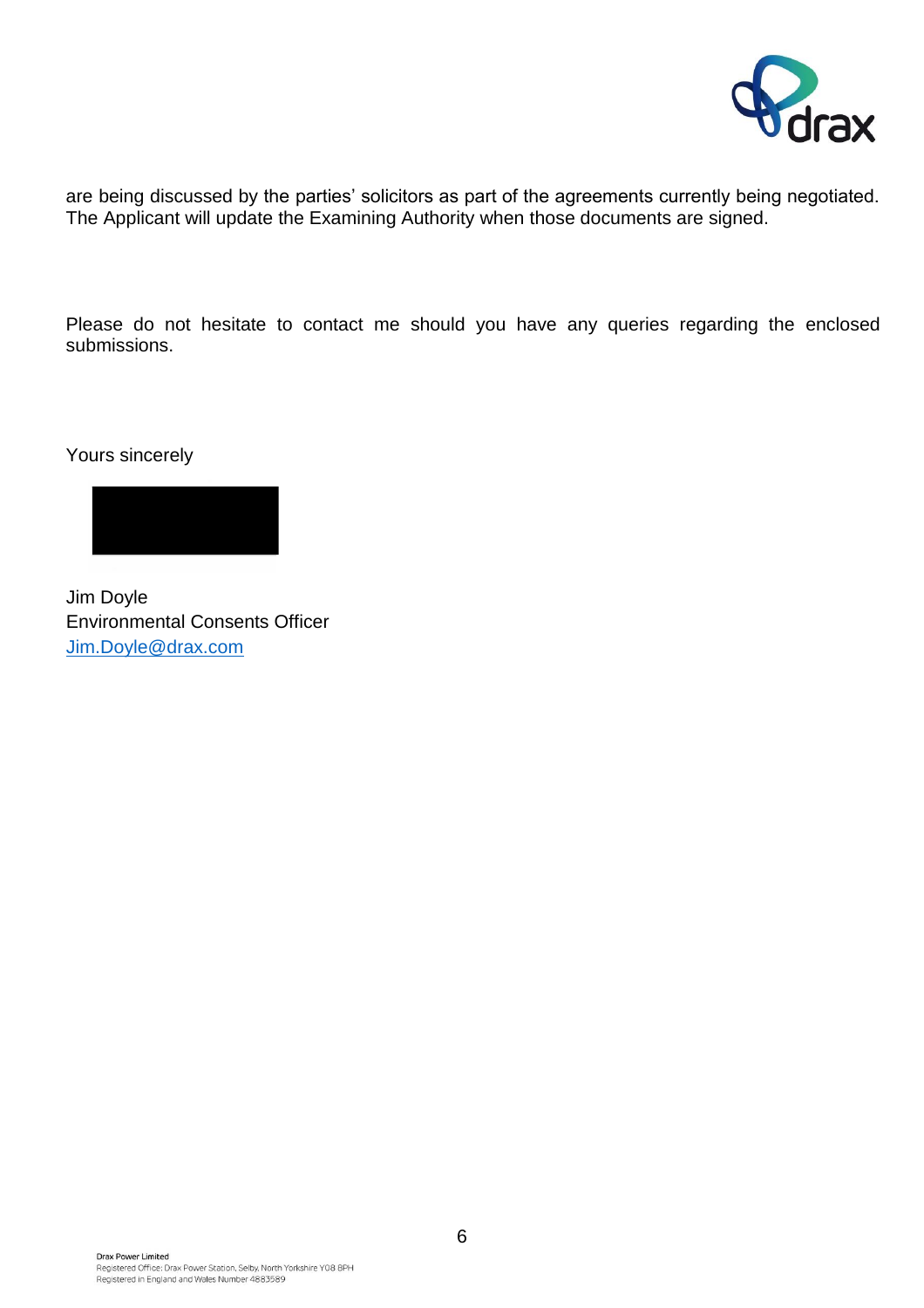are being discussed by the parties’ solicitors as part of the agreements currently being negotiated. The Applicant will update the Examining Authority when those documents are signed.

Please do not hesitate to contact me should you have any queries regarding the enclosed submissions.

Yours sincerely

Jim Doyle
Environmental Consents Officer
Jim.Doyle@drax.com

Drax Power Limited
Registered Office: Drax Power Station, Selby, North Yorkshire YO8 8PH
Registered in England and Wales Number 4883589